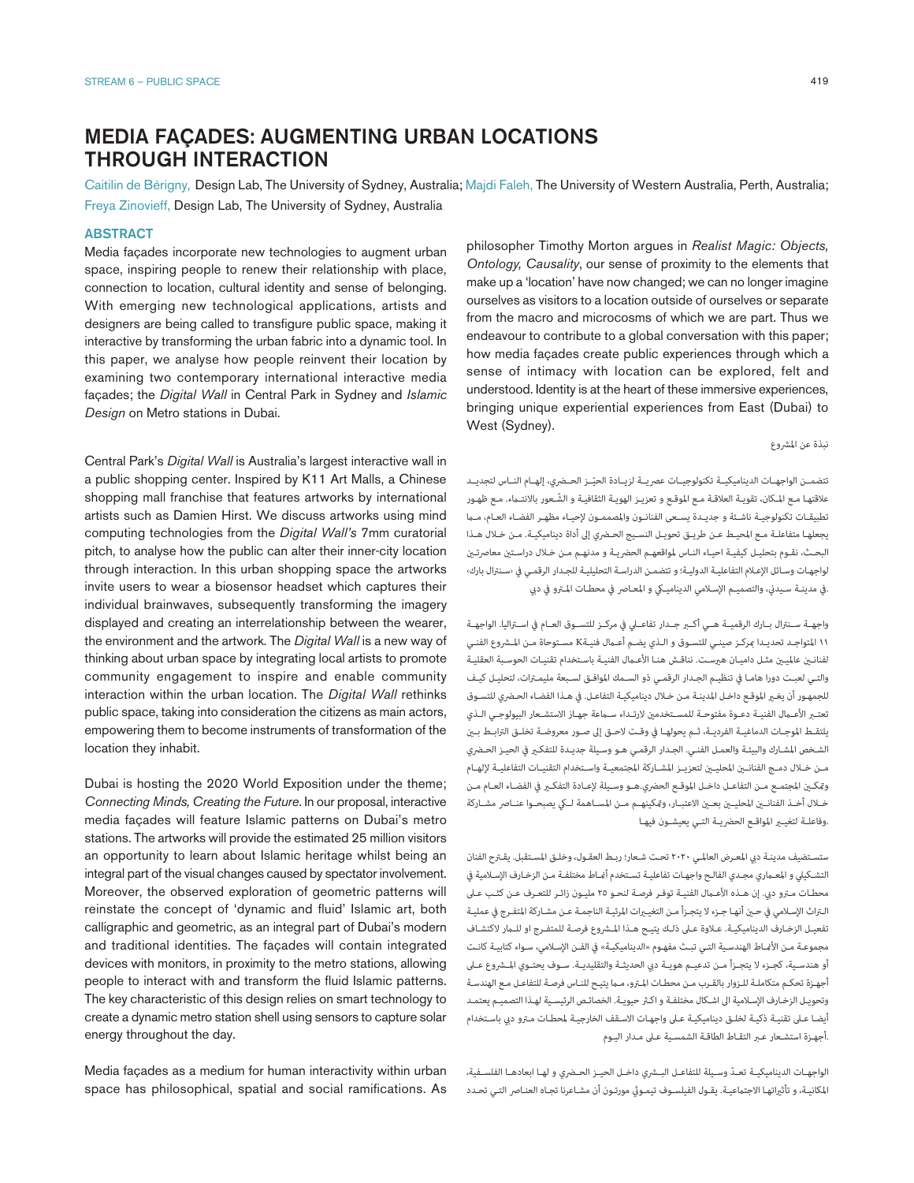# MEDIA FAÇADES: AUGMENTING URBAN LOCATIONS THROUGH INTERACTION

Caitilin de Bérigny, Design Lab, The University of Sydney, Australia; Majdi Faleh, The University of Western Australia, Perth, Australia; Freya Zinovieff, Design Lab, The University of Sydney, Australia

## ABSTRACT

Media façades incorporate new technologies to augment urban space, inspiring people to renew their relationship with place, connection to location, cultural identity and sense of belonging. With emerging new technological applications, artists and designers are being called to transfigure public space, making it interactive by transforming the urban fabric into a dynamic tool. In this paper, we analyse how people reinvent their location by examining two contemporary international interactive media façades; the *Digital Wall* in Central Park in Sydney and *Islamic Design* on Metro stations in Dubai.

Central Park's *Digital Wall* is Australia's largest interactive wall in a public shopping center. Inspired by K11 Art Malls, a Chinese shopping mall franchise that features artworks by international artists such as Damien Hirst. We discuss artworks using mind computing technologies from the *Digital Wall's* 7mm curatorial pitch, to analyse how the public can alter their inner-city location through interaction. In this urban shopping space the artworks invite users to wear a biosensor headset which captures their individual brainwaves, subsequently transforming the imagery displayed and creating an interrelationship between the wearer, the environment and the artwork. The *Digital Wall* is a new way of thinking about urban space by integrating local artists to promote community engagement to inspire and enable community interaction within the urban location. The *Digital Wall* rethinks public space, taking into consideration the citizens as main actors, empowering them to become instruments of transformation of the location they inhabit.

Dubai is hosting the 2020 World Exposition under the theme; *Connecting Minds, Creating the Future*. In our proposal, interactive media façades will feature Islamic patterns on Dubai's metro stations. The artworks will provide the estimated 25 million visitors an opportunity to learn about Islamic heritage whilst being an integral part of the visual changes caused by spectator involvement. Moreover, the observed exploration of geometric patterns will reinstate the concept of 'dynamic and fluid' Islamic art, both calligraphic and geometric, as an integral part of Dubai's modern and traditional identities. The façades will contain integrated devices with monitors, in proximity to the metro stations, allowing people to interact with and transform the fluid Islamic patterns. The key characteristic of this design relies on smart technology to create a dynamic metro station shell using sensors to capture solar energy throughout the day.

Media façades as a medium for human interactivity within urban space has philosophical, spatial and social ramifications. As philosopher Timothy Morton argues in *Realist Magic: Objects, Ontology, Causality*, our sense of proximity to the elements that make up a 'location' have now changed; we can no longer imagine ourselves as visitors to a location outside of ourselves or separate from the macro and microcosms of which we are part. Thus we endeavour to contribute to a global conversation with this paper; how media façades create public experiences through which a sense of intimacy with location can be explored, felt and understood. Identity is at the heart of these immersive experiences, bringing unique experiential experiences from East (Dubai) to West (Sydney).

نبذة عن المشروع

تتضمن الواجهات الديناميكية تكنولوجيات عصرية لزيادة الحيّز الحضري، إلهام الناس لتجديد علاقتها مع المكان، تقوية العلاقة مع الموقع و تعزيز الهوية الثقافية و الشعور بالانتماء. مع ظهور تطبيقات تكنولوجية ناشئة و جديدة يسعى الفنانون والمصممون لإحياء مظهر الفضاء العام، مما يجعلها متفاعلة مع المحيط عن طريق تحويل النسيج الحضري إلى أداة ديناميكية. من خلال هذا البحث، نقوم بتحليل كيفية احياء الناس لمواقعهم الحضرية و مدنهم من خلال دراستين معاصرتين لواجهات وسائل الإعلام التفاعلية الدولية؛ و تتضمن الدراسة التحليلية للجدار الرقمي في «سنترال بارك»، في مدينة سيدني، والتصميم الإسلامي الديناميكي و المعاصر في محطات المترو في دبي.

واجهة سنترال بارك الرقمية هي أكبر جدار تفاعلي في مركز للتسوق العام في استراليا. الواجهة المتواجد تحديدا بمركز صيني للتسوق و الذي يضم أعمال فنيةK ١١ مستوحاة من المشروع الفني لفنانين عالميين مثل داميان هيرست. نناقش هنا الأعمال الفنية باستخدام تقنيات الحوسبة العقلية والتي لعبت دورا هاما في تنظيم الجدار الرقمي ذو السمك الموافق لسبعة مليمترات، لتحليل كيف للجمهور أن يغير الموقع داخل المدينة من خلال ديناميكية التفاعل. في هذا الفضاء الحضري للتسوق تعتبر الأعمال الفنية دعوة مفتوحة للمستخدمين لارتداء سماعة جهاز الاستشعار البيولوجي الذي يلتقط الموجات الدماغية الفردية، ثم يحولها في وقت لاحق إلى صور معروضة تخلق الترابط بين الشخص المشارك والبيئة والعمل الفني. الجدار الرقمي هو وسيلة جديدة للتفكير في الحيز الحضري من خلال دمج الفنانين المحليين لتعزيز المشاركة المجتمعية واستخدام التقنيات التفاعلية لإلهام وتمكين المجتمع من التفاعل داخل الموقع الحضري.هو وسيلة لإعادة التفكير في الفضاء العام من خلال أخذ الفنانين المحليين بعين الاعتبار، وتمكينهم من المساهمة لكي يصبحوا عناصر مشاركة وفاعلة لتغيير المواقع الحضرية التي يعيشون فيها.

ستستضيف مدينة دبي المعرض العالمي ٢٠٢٠ تحت شعار؛ ربط العقول، وخلق المستقبل. يقترح الفنان التشكيلي والمعماري مجدي الفالح واجهات تفاعلية تستخدم أنماط مختلفة من الزخارف الإسلامية في محطات مترو دبي. إن هذه الأعمال الفنية توفر فرصة لنحو ٢٥ مليون زائر للتعرف عن كثب على التراث الإسلامي في حين أنها جزء لا يتجزأ من التغييرات المرئية الناجمة عن مشاركة المتفرج في عملية تفعيل الزخارف الديناميكية. علاوة على ذلك يتيح هذا المشروع فرصة للمتفرج او للمار لاكتشاف مجموعة من الأنماط الهندسية التي تبث مفهوم «الديناميكية» في الفن الإسلامي، سواء كتابية كانت أو هندسية، كجزء لا يتجزأ من تدعيم هوية دبي الحديثة والتقليدية. سوف يحتوي المشروع على أجهزة تحكم متكاملة للزوار بالقرب من محطات المترو، مما يتيح للناس فرصة للتفاعل مع الهندسة وتحويل الزخارف الإسلامية الى اشكال مختلفة و اكثر حيوية. الخصائص الرئيسية لهذا التصميم يعتمد أيضا على تقنية ذكية لخلق ديناميكية على واجهات الاسقف الخارجية لمحطات مترو دبي باستخدام أجهزة استشعار عبر التقاط الطاقة الشمسية على مدار اليوم.

الواجهات الديناميكية تعدّ وسيلة للتفاعل البشري داخل الحيز الحضري و لها ابعادها الفلسفية، المكانية، و تأثيراتها الاجتماعية. يقول الفيلسوف تيموثي مورتون أن مشاعرنا تجاه العناصر التي تحدد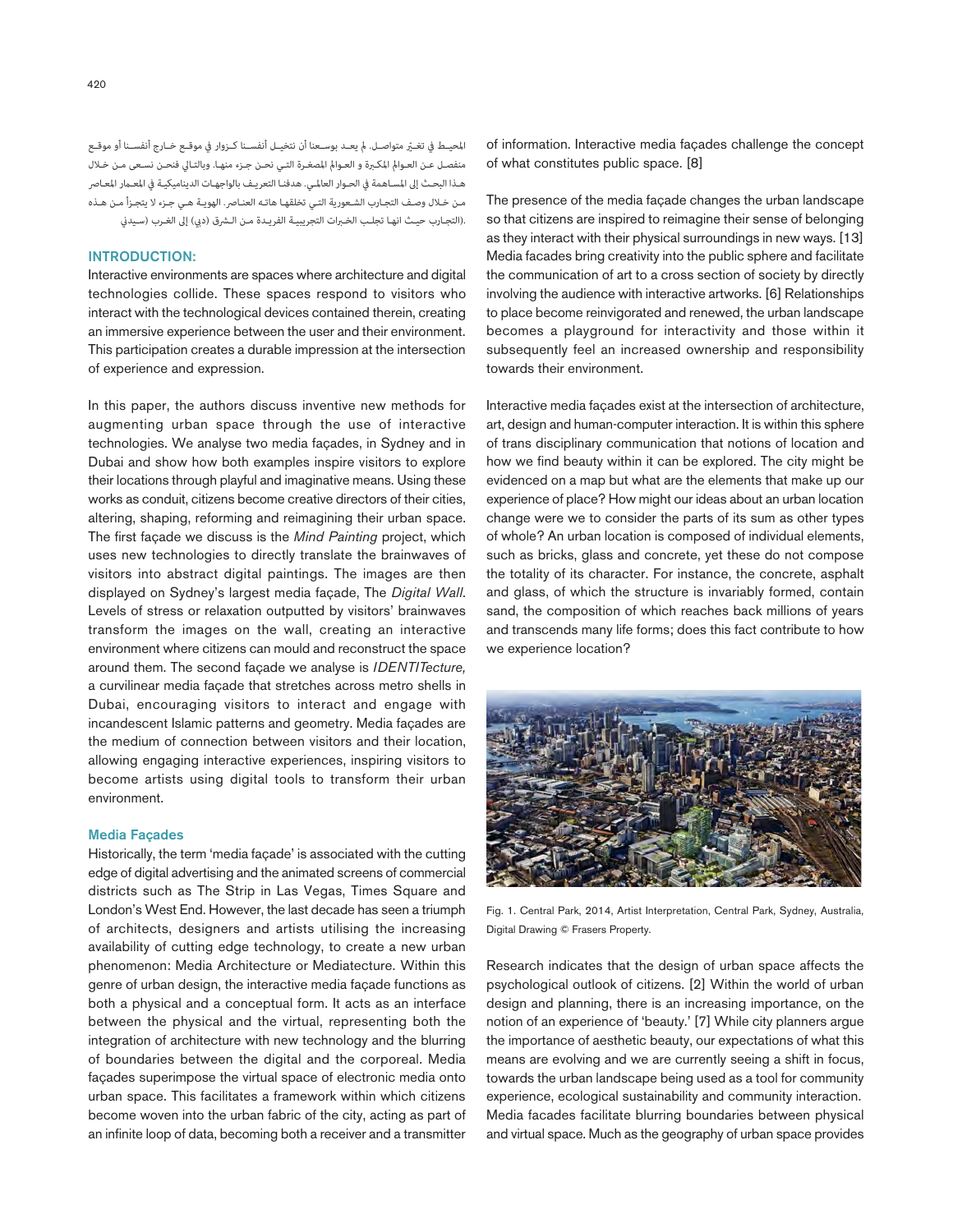المحيط في تغيّر متواصل. لم يعد بوسعنا أن نتخيل أنفسنا كزوار في موقع خارج أنفسنا أو موقع منفصل عن العوالم المكبرة و العوالم المصغرة التي نحن جزء منها. وبالتالي فنحن نسعى من خلال هذا البحث إلى المساهمة في الحوار العالمي. هدفنا التعريف بالواجهات الديناميكية في المعمار المعاصر من خلال وصف التجارب الشعورية التي تخلقها هاته العناصر. الهوية هي جزء لا يتجزأ من هذه التجارب حيث انها تجلب الخبرات التجريبية الفريدة من الشرق (دبي) إلى الغرب (سيدني).

## INTRODUCTION:

Interactive environments are spaces where architecture and digital technologies collide. These spaces respond to visitors who interact with the technological devices contained therein, creating an immersive experience between the user and their environment. This participation creates a durable impression at the intersection of experience and expression.

In this paper, the authors discuss inventive new methods for augmenting urban space through the use of interactive technologies. We analyse two media façades, in Sydney and in Dubai and show how both examples inspire visitors to explore their locations through playful and imaginative means. Using these works as conduit, citizens become creative directors of their cities, altering, shaping, reforming and reimagining their urban space. The first façade we discuss is the *Mind Painting* project, which uses new technologies to directly translate the brainwaves of visitors into abstract digital paintings. The images are then displayed on Sydney's largest media façade, The *Digital Wall*. Levels of stress or relaxation outputted by visitors' brainwaves transform the images on the wall, creating an interactive environment where citizens can mould and reconstruct the space around them. The second façade we analyse is *IDENTITecture,* a curvilinear media façade that stretches across metro shells in Dubai, encouraging visitors to interact and engage with incandescent Islamic patterns and geometry. Media façades are the medium of connection between visitors and their location, allowing engaging interactive experiences, inspiring visitors to become artists using digital tools to transform their urban environment.

### Media Façades

Historically, the term 'media façade' is associated with the cutting edge of digital advertising and the animated screens of commercial districts such as The Strip in Las Vegas, Times Square and London's West End. However, the last decade has seen a triumph of architects, designers and artists utilising the increasing availability of cutting edge technology, to create a new urban phenomenon: Media Architecture or Mediatecture. Within this genre of urban design, the interactive media façade functions as both a physical and a conceptual form. It acts as an interface between the physical and the virtual, representing both the integration of architecture with new technology and the blurring of boundaries between the digital and the corporeal. Media façades superimpose the virtual space of electronic media onto urban space. This facilitates a framework within which citizens become woven into the urban fabric of the city, acting as part of an infinite loop of data, becoming both a receiver and a transmitter of information. Interactive media façades challenge the concept of what constitutes public space. [8]

The presence of the media façade changes the urban landscape so that citizens are inspired to reimagine their sense of belonging as they interact with their physical surroundings in new ways. [13] Media facades bring creativity into the public sphere and facilitate the communication of art to a cross section of society by directly involving the audience with interactive artworks. [6] Relationships to place become reinvigorated and renewed, the urban landscape becomes a playground for interactivity and those within it subsequently feel an increased ownership and responsibility towards their environment.

Interactive media façades exist at the intersection of architecture, art, design and human-computer interaction. It is within this sphere of trans disciplinary communication that notions of location and how we find beauty within it can be explored. The city might be evidenced on a map but what are the elements that make up our experience of place? How might our ideas about an urban location change were we to consider the parts of its sum as other types of whole? An urban location is composed of individual elements, such as bricks, glass and concrete, yet these do not compose the totality of its character. For instance, the concrete, asphalt and glass, of which the structure is invariably formed, contain sand, the composition of which reaches back millions of years and transcends many life forms; does this fact contribute to how we experience location?

Fig. 1. Central Park, 2014, Artist Interpretation, Central Park, Sydney, Australia, Digital Drawing © Frasers Property.

Research indicates that the design of urban space affects the psychological outlook of citizens. [2] Within the world of urban design and planning, there is an increasing importance, on the notion of an experience of 'beauty.' [7] While city planners argue the importance of aesthetic beauty, our expectations of what this means are evolving and we are currently seeing a shift in focus, towards the urban landscape being used as a tool for community experience, ecological sustainability and community interaction. Media facades facilitate blurring boundaries between physical and virtual space. Much as the geography of urban space provides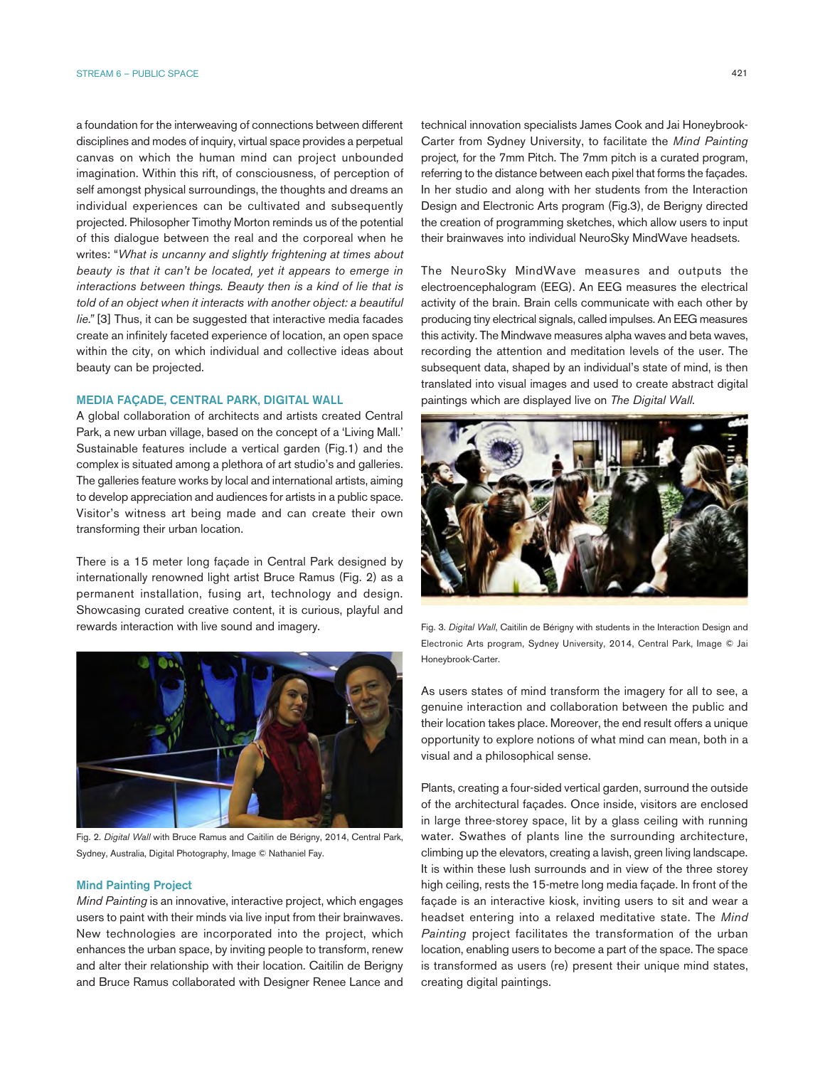a foundation for the interweaving of connections between different disciplines and modes of inquiry, virtual space provides a perpetual canvas on which the human mind can project unbounded imagination. Within this rift, of consciousness, of perception of self amongst physical surroundings, the thoughts and dreams an individual experiences can be cultivated and subsequently projected. Philosopher Timothy Morton reminds us of the potential of this dialogue between the real and the corporeal when he writes: "*What is uncanny and slightly frightening at times about beauty is that it can't be located, yet it appears to emerge in interactions between things. Beauty then is a kind of lie that is told of an object when it interacts with another object: a beautiful lie.*" [3] Thus, it can be suggested that interactive media facades create an infinitely faceted experience of location, an open space within the city, on which individual and collective ideas about beauty can be projected.

## MEDIA FAÇADE, CENTRAL PARK, DIGITAL WALL

A global collaboration of architects and artists created Central Park, a new urban village, based on the concept of a 'Living Mall.' Sustainable features include a vertical garden (Fig.1) and the complex is situated among a plethora of art studio's and galleries. The galleries feature works by local and international artists, aiming to develop appreciation and audiences for artists in a public space. Visitor's witness art being made and can create their own transforming their urban location.

There is a 15 meter long façade in Central Park designed by internationally renowned light artist Bruce Ramus (Fig. 2) as a permanent installation, fusing art, technology and design. Showcasing curated creative content, it is curious, playful and rewards interaction with live sound and imagery.

Fig. 2. *Digital Wall* with Bruce Ramus and Caitilin de Bérigny, 2014, Central Park, Sydney, Australia, Digital Photography, Image © Nathaniel Fay.

### Mind Painting Project

*Mind Painting* is an innovative, interactive project, which engages users to paint with their minds via live input from their brainwaves. New technologies are incorporated into the project, which enhances the urban space, by inviting people to transform, renew and alter their relationship with their location. Caitilin de Berigny and Bruce Ramus collaborated with Designer Renee Lance and technical innovation specialists James Cook and Jai Honeybrook-Carter from Sydney University, to facilitate the *Mind Painting* project, for the 7mm Pitch. The 7mm pitch is a curated program, referring to the distance between each pixel that forms the façades. In her studio and along with her students from the Interaction Design and Electronic Arts program (Fig.3), de Berigny directed the creation of programming sketches, which allow users to input their brainwaves into individual NeuroSky MindWave headsets.

The NeuroSky MindWave measures and outputs the electroencephalogram (EEG). An EEG measures the electrical activity of the brain. Brain cells communicate with each other by producing tiny electrical signals, called impulses. An EEG measures this activity. The Mindwave measures alpha waves and beta waves, recording the attention and meditation levels of the user. The subsequent data, shaped by an individual's state of mind, is then translated into visual images and used to create abstract digital paintings which are displayed live on *The Digital Wall*.

Fig. 3. *Digital Wall*, Caitilin de Bérigny with students in the Interaction Design and Electronic Arts program, Sydney University, 2014, Central Park, Image © Jai Honeybrook-Carter.

As users states of mind transform the imagery for all to see, a genuine interaction and collaboration between the public and their location takes place. Moreover, the end result offers a unique opportunity to explore notions of what mind can mean, both in a visual and a philosophical sense.

Plants, creating a four-sided vertical garden, surround the outside of the architectural façades. Once inside, visitors are enclosed in large three-storey space, lit by a glass ceiling with running water. Swathes of plants line the surrounding architecture, climbing up the elevators, creating a lavish, green living landscape. It is within these lush surrounds and in view of the three storey high ceiling, rests the 15-metre long media façade. In front of the façade is an interactive kiosk, inviting users to sit and wear a headset entering into a relaxed meditative state. The *Mind Painting* project facilitates the transformation of the urban location, enabling users to become a part of the space. The space is transformed as users (re) present their unique mind states, creating digital paintings.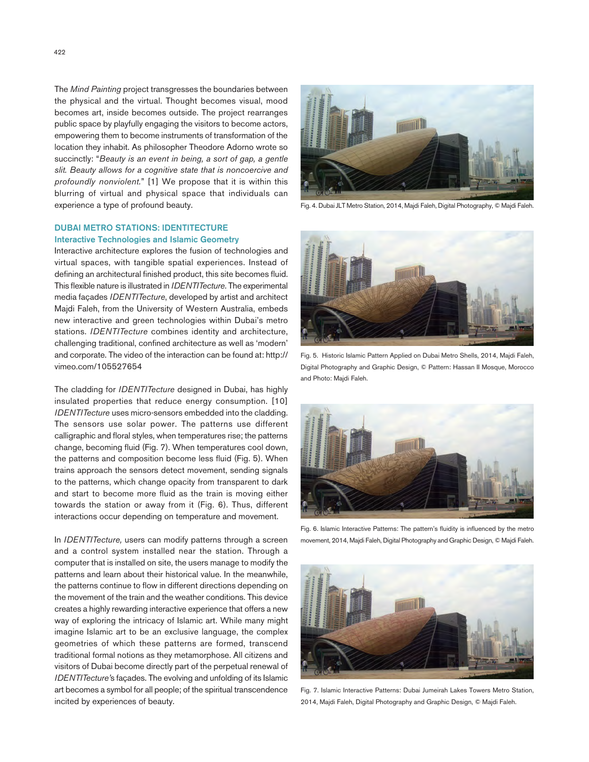The *Mind Painting* project transgresses the boundaries between the physical and the virtual. Thought becomes visual, mood becomes art, inside becomes outside. The project rearranges public space by playfully engaging the visitors to become actors, empowering them to become instruments of transformation of the location they inhabit. As philosopher Theodore Adorno wrote so succinctly: "*Beauty is an event in being, a sort of gap, a gentle slit. Beauty allows for a cognitive state that is noncoercive and profoundly nonviolent*." [1] We propose that it is within this blurring of virtual and physical space that individuals can experience a type of profound beauty.

## DUBAI METRO STATIONS: IDENTITECTURE

### Interactive Technologies and Islamic Geometry

Interactive architecture explores the fusion of technologies and virtual spaces, with tangible spatial experiences. Instead of defining an architectural finished product, this site becomes fluid. This flexible nature is illustrated in *IDENTITecture*. The experimental media façades *IDENTITecture*, developed by artist and architect Majdi Faleh, from the University of Western Australia, embeds new interactive and green technologies within Dubai's metro stations. *IDENTITecture* combines identity and architecture, challenging traditional, confined architecture as well as 'modern' and corporate. The video of the interaction can be found at: http://vimeo.com/105527654

The cladding for *IDENTITecture* designed in Dubai, has highly insulated properties that reduce energy consumption. [10] *IDENTITecture* uses micro-sensors embedded into the cladding. The sensors use solar power. The patterns use different calligraphic and floral styles, when temperatures rise; the patterns change, becoming fluid (Fig. 7). When temperatures cool down, the patterns and composition become less fluid (Fig. 5). When trains approach the sensors detect movement, sending signals to the patterns, which change opacity from transparent to dark and start to become more fluid as the train is moving either towards the station or away from it (Fig. 6). Thus, different interactions occur depending on temperature and movement.

In *IDENTITecture,* users can modify patterns through a screen and a control system installed near the station. Through a computer that is installed on site, the users manage to modify the patterns and learn about their historical value. In the meanwhile, the patterns continue to flow in different directions depending on the movement of the train and the weather conditions. This device creates a highly rewarding interactive experience that offers a new way of exploring the intricacy of Islamic art. While many might imagine Islamic art to be an exclusive language, the complex geometries of which these patterns are formed, transcend traditional formal notions as they metamorphose. All citizens and visitors of Dubai become directly part of the perpetual renewal of *IDENTITecture's* façades. The evolving and unfolding of its Islamic art becomes a symbol for all people; of the spiritual transcendence incited by experiences of beauty.

Fig. 4. Dubai JLT Metro Station, 2014, Majdi Faleh, Digital Photography, © Majdi Faleh.

Fig. 5. Historic Islamic Pattern Applied on Dubai Metro Shells, 2014, Majdi Faleh, Digital Photography and Graphic Design, © Pattern: Hassan II Mosque, Morocco and Photo: Majdi Faleh.

Fig. 6. Islamic Interactive Patterns: The pattern's fluidity is influenced by the metro movement, 2014, Majdi Faleh, Digital Photography and Graphic Design, © Majdi Faleh.

Fig. 7. Islamic Interactive Patterns: Dubai Jumeirah Lakes Towers Metro Station, 2014, Majdi Faleh, Digital Photography and Graphic Design, © Majdi Faleh.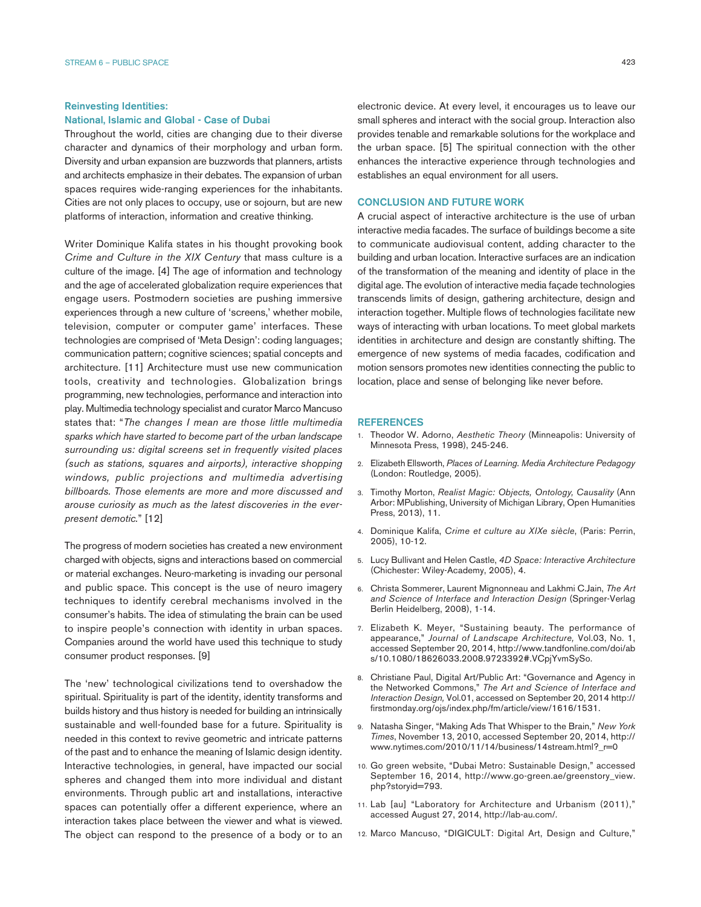### Reinvesting Identities: National, Islamic and Global - Case of Dubai

Throughout the world, cities are changing due to their diverse character and dynamics of their morphology and urban form. Diversity and urban expansion are buzzwords that planners, artists and architects emphasize in their debates. The expansion of urban spaces requires wide-ranging experiences for the inhabitants. Cities are not only places to occupy, use or sojourn, but are new platforms of interaction, information and creative thinking.

Writer Dominique Kalifa states in his thought provoking book *Crime and Culture in the XIX Century* that mass culture is a culture of the image. [4] The age of information and technology and the age of accelerated globalization require experiences that engage users. Postmodern societies are pushing immersive experiences through a new culture of 'screens,' whether mobile, television, computer or computer game' interfaces. These technologies are comprised of 'Meta Design': coding languages; communication pattern; cognitive sciences; spatial concepts and architecture. [11] Architecture must use new communication tools, creativity and technologies. Globalization brings programming, new technologies, performance and interaction into play. Multimedia technology specialist and curator Marco Mancuso states that: "*The changes I mean are those little multimedia sparks which have started to become part of the urban landscape surrounding us: digital screens set in frequently visited places (such as stations, squares and airports), interactive shopping windows, public projections and multimedia advertising billboards. Those elements are more and more discussed and arouse curiosity as much as the latest discoveries in the ever-present demotic.*" [12]

The progress of modern societies has created a new environment charged with objects, signs and interactions based on commercial or material exchanges. Neuro-marketing is invading our personal and public space. This concept is the use of neuro imagery techniques to identify cerebral mechanisms involved in the consumer's habits. The idea of stimulating the brain can be used to inspire people's connection with identity in urban spaces. Companies around the world have used this technique to study consumer product responses. [9]

The 'new' technological civilizations tend to overshadow the spiritual. Spirituality is part of the identity, identity transforms and builds history and thus history is needed for building an intrinsically sustainable and well-founded base for a future. Spirituality is needed in this context to revive geometric and intricate patterns of the past and to enhance the meaning of Islamic design identity. Interactive technologies, in general, have impacted our social spheres and changed them into more individual and distant environments. Through public art and installations, interactive spaces can potentially offer a different experience, where an interaction takes place between the viewer and what is viewed. The object can respond to the presence of a body or to an electronic device. At every level, it encourages us to leave our small spheres and interact with the social group. Interaction also provides tenable and remarkable solutions for the workplace and the urban space. [5] The spiritual connection with the other enhances the interactive experience through technologies and establishes an equal environment for all users.

## CONCLUSION AND FUTURE WORK

A crucial aspect of interactive architecture is the use of urban interactive media facades. The surface of buildings become a site to communicate audiovisual content, adding character to the building and urban location. Interactive surfaces are an indication of the transformation of the meaning and identity of place in the digital age. The evolution of interactive media façade technologies transcends limits of design, gathering architecture, design and interaction together. Multiple flows of technologies facilitate new ways of interacting with urban locations. To meet global markets identities in architecture and design are constantly shifting. The emergence of new systems of media facades, codification and motion sensors promotes new identities connecting the public to location, place and sense of belonging like never before.

## REFERENCES

1. Theodor W. Adorno, *Aesthetic Theory* (Minneapolis: University of Minnesota Press, 1998), 245-246.
2. Elizabeth Ellsworth, *Places of Learning. Media Architecture Pedagogy* (London: Routledge, 2005).
3. Timothy Morton, *Realist Magic: Objects, Ontology, Causality* (Ann Arbor: MPublishing, University of Michigan Library, Open Humanities Press, 2013), 11.
4. Dominique Kalifa, *Crime et culture au XIXe siècle*, (Paris: Perrin, 2005), 10-12.
5. Lucy Bullivant and Helen Castle, *4D Space: Interactive Architecture* (Chichester: Wiley-Academy, 2005), 4.
6. Christa Sommerer, Laurent Mignonneau and Lakhmi C.Jain, *The Art and Science of Interface and Interaction Design* (Springer-Verlag Berlin Heidelberg, 2008), 1-14.
7. Elizabeth K. Meyer, "Sustaining beauty. The performance of appearance," *Journal of Landscape Architecture,* Vol.03, No. 1, accessed September 20, 2014, http://www.tandfonline.com/doi/abs/10.1080/18626033.2008.9723392#.VCpjYvmSySo.
8. Christiane Paul, Digital Art/Public Art: "Governance and Agency in the Networked Commons," *The Art and Science of Interface and Interaction Design,* Vol.01, accessed on September 20, 2014 http://firstmonday.org/ojs/index.php/fm/article/view/1616/1531.
9. Natasha Singer, "Making Ads That Whisper to the Brain," *New York Times*, November 13, 2010, accessed September 20, 2014, http://www.nytimes.com/2010/11/14/business/14stream.html?_r=0
10. Go green website, "Dubai Metro: Sustainable Design," accessed September 16, 2014, http://www.go-green.ae/greenstory_view.php?storyid=793.
11. Lab [au] "Laboratory for Architecture and Urbanism (2011)," accessed August 27, 2014, http://lab-au.com/.
12. Marco Mancuso, "DIGICULT: Digital Art, Design and Culture,"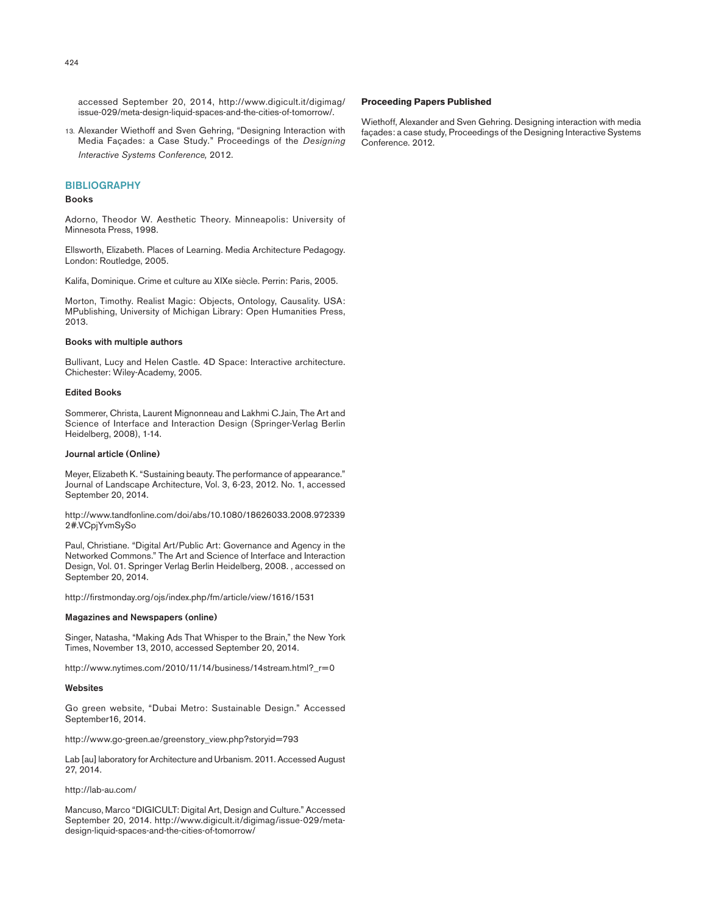accessed September 20, 2014, http://www.digicult.it/digimag/issue-029/meta-design-liquid-spaces-and-the-cities-of-tomorrow/.

13. Alexander Wiethoff and Sven Gehring, "Designing Interaction with Media Façades: a Case Study." Proceedings of the *Designing Interactive Systems Conference,* 2012.

## BIBLIOGRAPHY

### Books

Adorno, Theodor W. Aesthetic Theory. Minneapolis: University of Minnesota Press, 1998.

Ellsworth, Elizabeth. Places of Learning. Media Architecture Pedagogy. London: Routledge, 2005.

Kalifa, Dominique. Crime et culture au XIXe siècle. Perrin: Paris, 2005.

Morton, Timothy. Realist Magic: Objects, Ontology, Causality. USA: MPublishing, University of Michigan Library: Open Humanities Press, 2013.

### Books with multiple authors

Bullivant, Lucy and Helen Castle. 4D Space: Interactive architecture. Chichester: Wiley-Academy, 2005.

### Edited Books

Sommerer, Christa, Laurent Mignonneau and Lakhmi C.Jain, The Art and Science of Interface and Interaction Design (Springer-Verlag Berlin Heidelberg, 2008), 1-14.

### Journal article (Online)

Meyer, Elizabeth K. "Sustaining beauty. The performance of appearance." Journal of Landscape Architecture, Vol. 3, 6-23, 2012. No. 1, accessed September 20, 2014.

http://www.tandfonline.com/doi/abs/10.1080/18626033.2008.9723392#.VCpjYvmSySo

Paul, Christiane. "Digital Art/Public Art: Governance and Agency in the Networked Commons." The Art and Science of Interface and Interaction Design, Vol. 01. Springer Verlag Berlin Heidelberg, 2008. , accessed on September 20, 2014.

http://firstmonday.org/ojs/index.php/fm/article/view/1616/1531

### Magazines and Newspapers (online)

Singer, Natasha, "Making Ads That Whisper to the Brain," the New York Times, November 13, 2010, accessed September 20, 2014.

http://www.nytimes.com/2010/11/14/business/14stream.html?_r=0

### Websites

Go green website, "Dubai Metro: Sustainable Design." Accessed September16, 2014.

http://www.go-green.ae/greenstory_view.php?storyid=793

Lab [au] laboratory for Architecture and Urbanism. 2011. Accessed August 27, 2014.

http://lab-au.com/

Mancuso, Marco "DIGICULT: Digital Art, Design and Culture." Accessed September 20, 2014. http://www.digicult.it/digimag/issue-029/meta-design-liquid-spaces-and-the-cities-of-tomorrow/

### Proceeding Papers Published

Wiethoff, Alexander and Sven Gehring. Designing interaction with media façades: a case study, Proceedings of the Designing Interactive Systems Conference. 2012.